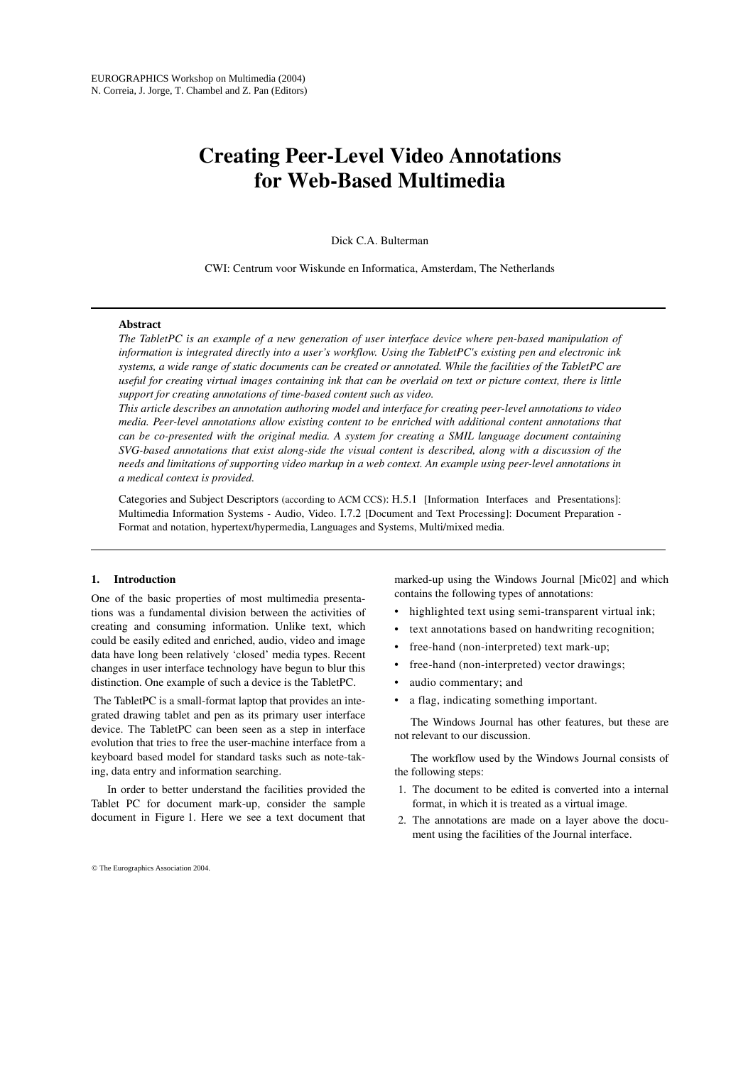EUROGRAPHICS Workshop on Multimedia (2004)
N. Correia, J. Jorge, T. Chambel and Z. Pan (Editors)

# Creating Peer-Level Video Annotations for Web-Based Multimedia

Dick C.A. Bulterman

CWI: Centrum voor Wiskunde en Informatica, Amsterdam, The Netherlands

---

**Abstract**

*The TabletPC is an example of a new generation of user interface device where pen-based manipulation of information is integrated directly into a user's workflow. Using the TabletPC's existing pen and electronic ink systems, a wide range of static documents containing can be created or annotated. While the facilities of the TabletPC are useful for creating virtual images containing ink that can be overlaid on text or picture context, there is little support for creating annotations of time-based content such as video.*

*This article describes an annotation authoring model and interface for creating peer-level annotations to video media. Peer-level annotations allow existing content to be enriched with additional content annotations that can be co-presented with the original media. A system for creating a SMIL language document containing SVG-based annotations that exist along-side the visual content is described, along with a discussion of the needs and limitations of supporting video markup in a web context. An example using peer-level annotations in a medical context is provided.*

Categories and Subject Descriptors (according to ACM CCS): H.5.1 [Information Interfaces and Presentations]: Multimedia Information Systems - Audio, Video. I.7.2 [Document and Text Processing]: Document Preparation - Format and notation, hypertext/hypermedia, Languages and Systems, Multi/mixed media.

---

## 1. Introduction

One of the basic properties of most multimedia presentations was a fundamental division between the activities of creating and consuming information. Unlike text, which could be easily edited and enriched, audio, video and image data have long been relatively 'closed' media types. Recent changes in user interface technology have begun to blur this distinction. One example of such a device is the TabletPC.

The TabletPC is a small-format laptop that provides an integrated drawing tablet and pen as its primary user interface device. The TabletPC can been seen as a step in interface evolution that tries to free the user-machine interface from a keyboard based model for standard tasks such as note-taking, data entry and information searching.

In order to better understand the facilities provided the Tablet PC for document mark-up, consider the sample document in Figure 1. Here we see a text document that marked-up using the Windows Journal [Mic02] and which contains the following types of annotations:

- highlighted text using semi-transparent virtual ink;
- text annotations based on handwriting recognition;
- free-hand (non-interpreted) text mark-up;
- free-hand (non-interpreted) vector drawings;
- audio commentary; and
- a flag, indicating something important.

The Windows Journal has other features, but these are not relevant to our discussion.

The workflow used by the Windows Journal consists of the following steps:

1. The document to be edited is converted into a internal format, in which it is treated as a virtual image.
2. The annotations are made on a layer above the document using the facilities of the Journal interface.

© The Eurographics Association 2004.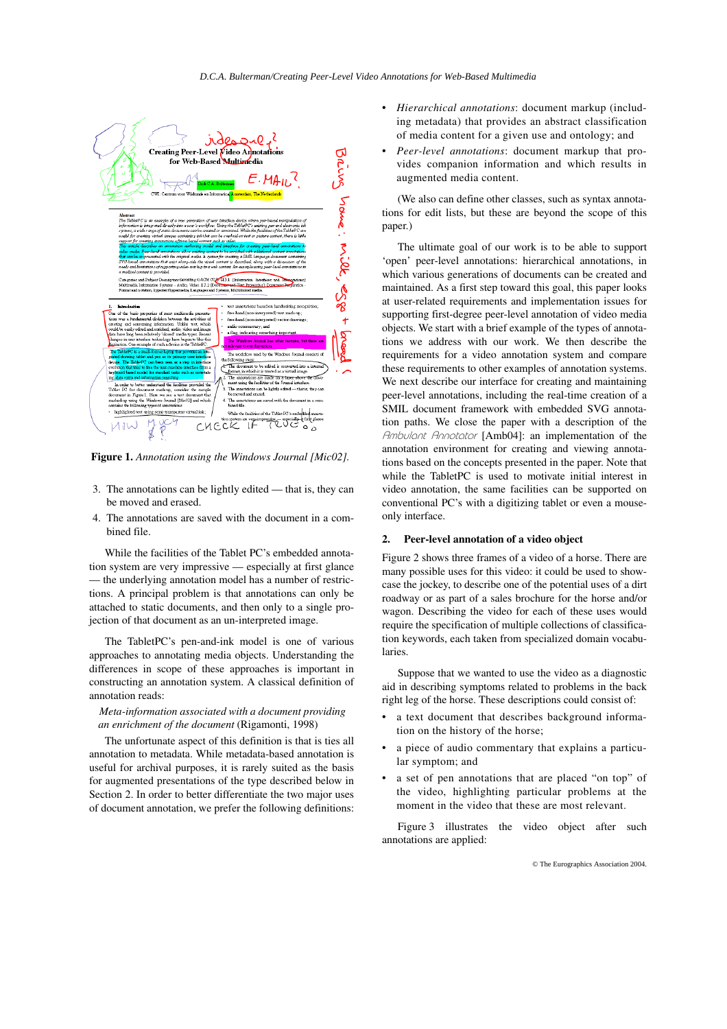Figure 1. *Annotation using the Windows Journal [Mic02].*

3. The annotations can be lightly edited — that is, they can be moved and erased.
4. The annotations are saved with the document in a combined file.

While the facilities of the Tablet PC's embedded annotation system are very impressive — especially at first glance — the underlying annotation model has a number of restrictions. A principal problem is that annotations can only be attached to static documents, and then only to a single projection of that document as an un-interpreted image.

The TabletPC's pen-and-ink model is one of various approaches to annotating media objects. Understanding the differences in scope of these approaches is important in constructing an annotation system. A classical definition of annotation reads:

*Meta-information associated with a document providing an enrichment of the document* (Rigamonti, 1998)

The unfortunate aspect of this definition is that is ties all annotation to metadata. While metadata-based annotation is useful for archival purposes, it is rarely suited as the basis for augmented presentations of the type described below in Section 2. In order to better differentiate the two major uses of document annotation, we prefer the following definitions:

- *Hierarchical annotations*: document markup (including metadata) that provides an abstract classification of media content for a given use and ontology; and
- *Peer-level annotations*: document markup that provides companion information and which results in augmented media content.

(We also can define other classes, such as syntax annotations for edit lists, but these are beyond the scope of this paper.)

The ultimate goal of our work is to be able to support 'open' peer-level annotations: hierarchical annotations, in which various generations of documents can be created and maintained. As a first step toward this goal, this paper looks at user-related requirements and implementation issues for supporting first-degree peer-level annotation of video media objects. We start with a brief example of the types of annotations we address with our work. We then describe the requirements for a video annotation system and compare these requirements to other examples of annotation systems. We next describe our interface for creating and maintaining peer-level annotations, including the real-time creation of a SMIL document framework with embedded SVG annotation paths. We close the paper with a description of the *Ambulant Annotator* [Amb04]: an implementation of the annotation environment for creating and viewing annotations based on the concepts presented in the paper. Note that while the TabletPC is used to motivate initial interest in video annotation, the same facilities can be supported on conventional PC's with a digitizing tablet or even a mouse-only interface.

## 2. Peer-level annotation of a video object

Figure 2 shows three frames of a video of a horse. There are many possible uses for this video: it could be used to showcase the jockey, to describe one of the potential uses of a dirt roadway or as part of a sales brochure for the horse and/or wagon. Describing the video for each of these uses would require the specification of multiple collections of classification keywords, each taken from specialized domain vocabularies.

Suppose that we wanted to use the video as a diagnostic aid in describing symptoms related to problems in the back right leg of the horse. These descriptions could consist of:

- a text document that describes background information on the history of the horse;
- a piece of audio commentary that explains a particular symptom; and
- a set of pen annotations that are placed "on top" of the video, highlighting particular problems at the moment in the video that these are most relevant.

Figure 3 illustrates the video object after such annotations are applied:

© The Eurographics Association 2004.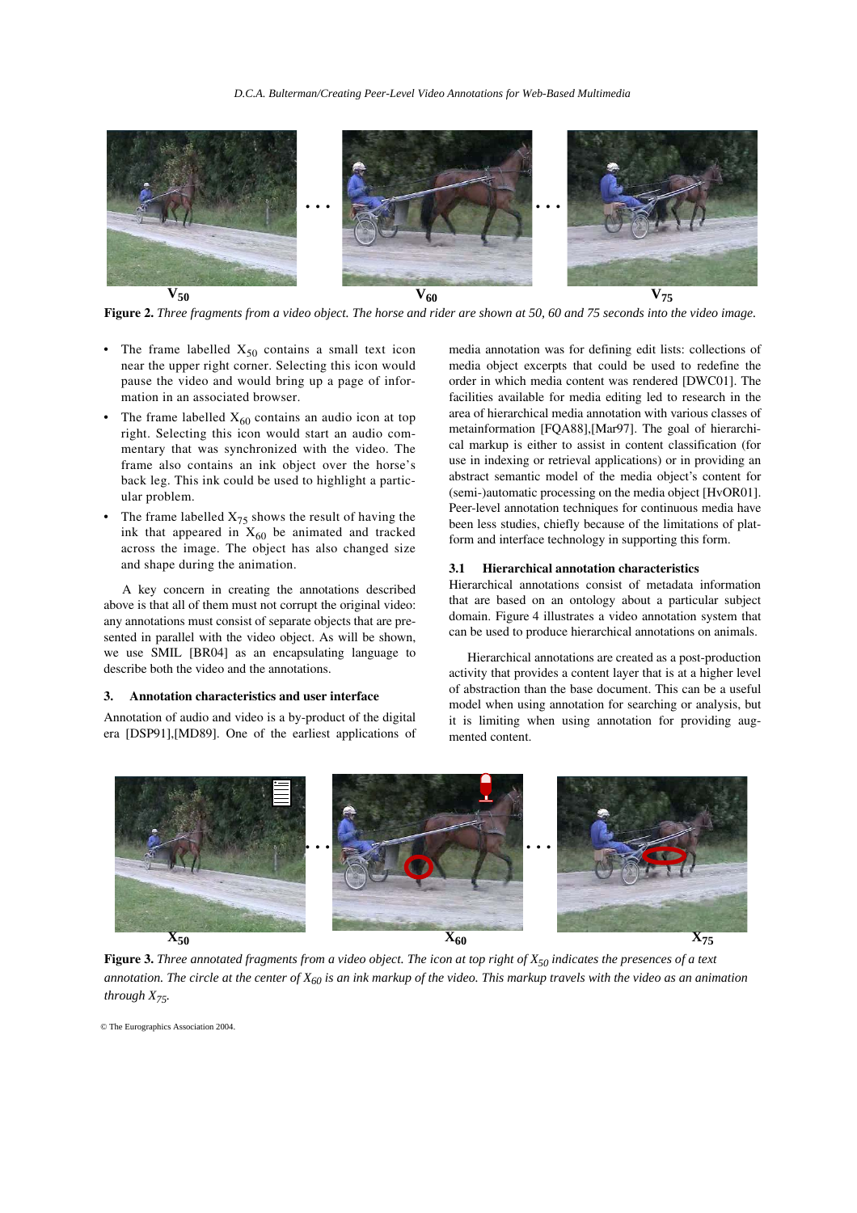$V_{50}$ $V_{60}$ $V_{75}$

**Figure 2.** *Three fragments from a video object. The horse and rider are shown at 50, 60 and 75 seconds into the video image.*

- The frame labelled $X_{50}$ contains a small text icon near the upper right corner. Selecting this icon would pause the video and would bring up a page of information in an associated browser.
- The frame labelled $X_{60}$ contains an audio icon at top right. Selecting this icon would start an audio commentary that was synchronized with the video. The frame also contains an ink object over the horse's back leg. This ink could be used to highlight a particular problem.
- The frame labelled $X_{75}$ shows the result of having the ink that appeared in $X_{60}$ be animated and tracked across the image. The object has also changed size and shape during the animation.

A key concern in creating the annotations described above is that all of them must not corrupt the original video: any annotations must consist of separate objects that are presented in parallel with the video object. As will be shown, we use SMIL [BR04] as an encapsulating language to describe both the video and the annotations.

## 3. Annotation characteristics and user interface

Annotation of audio and video is a by-product of the digital era [DSP91],[MD89]. One of the earliest applications of media annotation was for defining edit lists: collections of media object excerpts that could be used to redefine the order in which media content was rendered [DWC01]. The facilities available for media editing led to research in the area of hierarchical media annotation with various classes of metainformation [FQA88],[Mar97]. The goal of hierarchical markup is either to assist in content classification (for use in indexing or retrieval applications) or in providing an abstract semantic model of the media object's content for (semi-)automatic processing on the media object [HvOR01]. Peer-level annotation techniques for continuous media have been less studies, chiefly because of the limitations of platform and interface technology in supporting this form.

### 3.1 Hierarchical annotation characteristics

Hierarchical annotations consist of metadata information that are based on an ontology about a particular subject domain. Figure 4 illustrates a video annotation system that can be used to produce hierarchical annotations on animals.

Hierarchical annotations are created as a post-production activity that provides a content layer that is at a higher level of abstraction than the base document. This can be a useful model when using annotation for searching or analysis, but it is limiting when using annotation for providing augmented content.

$X_{50}$ $X_{60}$ $X_{75}$

**Figure 3.** *Three annotated fragments from a video object. The icon at top right of $X_{50}$ indicates the presences of a text annotation. The circle at the center of $X_{60}$ is an ink markup of the video. This markup travels with the video as an animation through $X_{75}$.*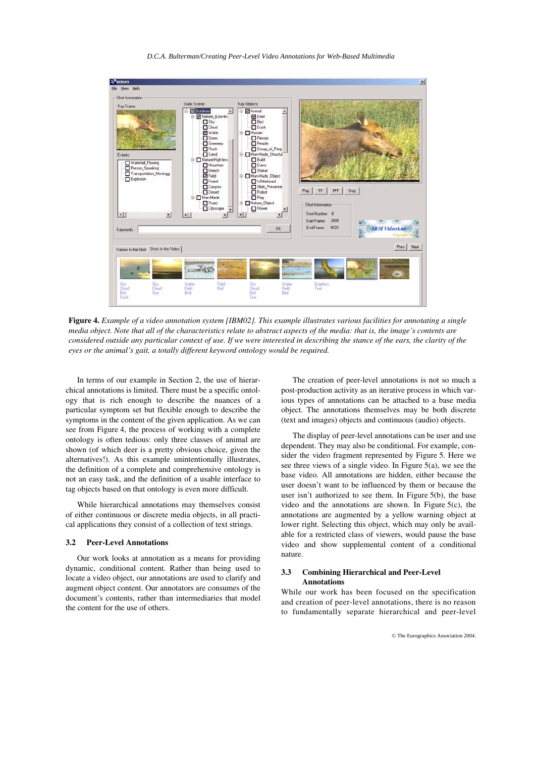**Figure 4.** *Example of a video annotation system [IBM02]. This example illustrates various facilities for annotating a single media object. Note that all of the characteristics relate to abstract aspects of the media: that is, the image's contents are considered outside any particular context of use. If we were interested in describing the stance of the ears, the clarity of the eyes or the animal's gait, a totally different keyword ontology would be required.*

In terms of our example in Section 2, the use of hierarchical annotations is limited. There must be a specific ontology that is rich enough to describe the nuances of a particular symptom set but flexible enough to describe the symptoms in the content of the given application. As we can see from Figure 4, the process of working with a complete ontology is often tedious: only three classes of animal are shown (of which deer is a pretty obvious choice, given the alternatives!). As this example unintentionally illustrates, the definition of a complete and comprehensive ontology is not an easy task, and the definition of a usable interface to tag objects based on that ontology is even more difficult.

While hierarchical annotations may themselves consist of either continuous or discrete media objects, in all practical applications they consist of a collection of text strings.

### 3.2 Peer-Level Annotations

Our work looks at annotation as a means for providing dynamic, conditional content. Rather than being used to locate a video object, our annotations are used to clarify and augment object content. Our annotators are consumes of the document's contents, rather than intermediaries that model the content for the use of others.

The creation of peer-level annotations is not so much a post-production activity as an iterative process in which various types of annotations can be attached to a base media object. The annotations themselves may be both discrete (text and images) objects and continuous (audio) objects.

The display of peer-level annotations can be user and use dependent. They may also be conditional. For example, consider the video fragment represented by Figure 5. Here we see three views of a single video. In Figure 5(a), we see the base video. All annotations are hidden, either because the user doesn't want to be influenced by them or because the user isn't authorized to see them. In Figure 5(b), the base video and the annotations are shown. In Figure 5(c), the annotations are augmented by a yellow warning object at lower right. Selecting this object, which may only be available for a restricted class of viewers, would pause the base video and show supplemental content of a conditional nature.

### 3.3 Combining Hierarchical and Peer-Level Annotations

While our work has been focused on the specification and creation of peer-level annotations, there is no reason to fundamentally separate hierarchical and peer-level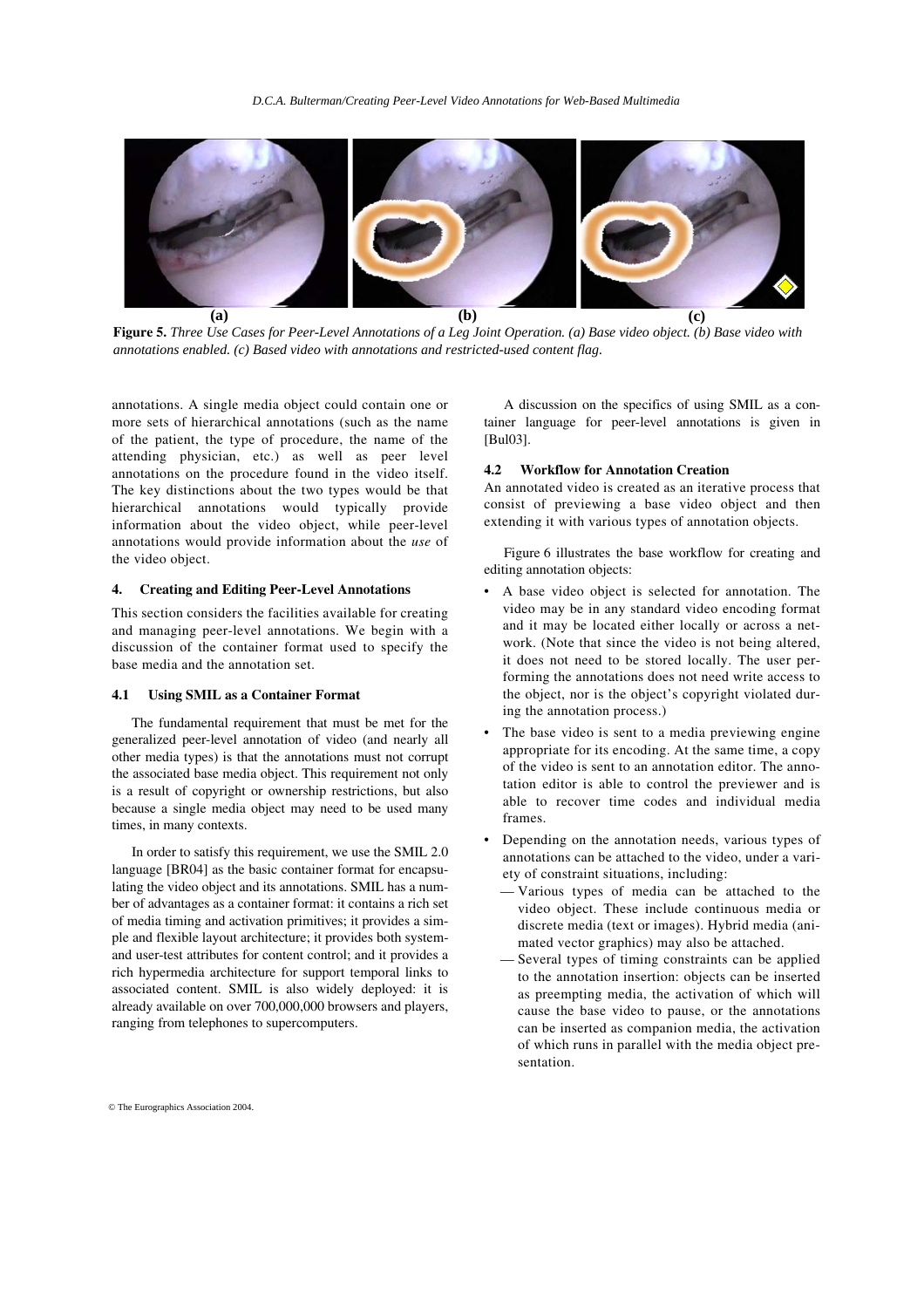**(a)** **(b)** **(c)**

**Figure 5.** *Three Use Cases for Peer-Level Annotations of a Leg Joint Operation. (a) Base video object. (b) Base video with annotations enabled. (c) Based video with annotations and restricted-used content flag.*

annotations. A single media object could contain one or more sets of hierarchical annotations (such as the name of the patient, the type of procedure, the name of the attending physician, etc.) as well as peer level annotations on the procedure found in the video itself. The key distinctions about the two types would be that hierarchical annotations would typically provide information about the video object, while peer-level annotations would provide information about the *use* of the video object.

## 4. Creating and Editing Peer-Level Annotations

This section considers the facilities available for creating and managing peer-level annotations. We begin with a discussion of the container format used to specify the base media and the annotation set.

### 4.1 Using SMIL as a Container Format

The fundamental requirement that must be met for the generalized peer-level annotation of video (and nearly all other media types) is that the annotations must not corrupt the associated base media object. This requirement not only is a result of copyright or ownership restrictions, but also because a single media object may need to be used many times, in many contexts.

In order to satisfy this requirement, we use the SMIL 2.0 language [BR04] as the basic container format for encapsulating the video object and its annotations. SMIL has a number of advantages as a container format: it contains a rich set of media timing and activation primitives; it provides a simple and flexible layout architecture; it provides both system- and user-test attributes for content control; and it provides a rich hypermedia architecture for support temporal links to associated content. SMIL is also widely deployed: it is already available on over 700,000,000 browsers and players, ranging from telephones to supercomputers.

A discussion on the specifics of using SMIL as a container language for peer-level annotations is given in [Bul03].

### 4.2 Workflow for Annotation Creation

An annotated video is created as an iterative process that consist of previewing a base video object and then extending it with various types of annotation objects.

Figure 6 illustrates the base workflow for creating and editing annotation objects:

- A base video object is selected for annotation. The video may be in any standard video encoding format and it may be located either locally or across a network. (Note that since the video is not being altered, it does not need to be stored locally. The user performing the annotations does not need write access to the object, nor is the object's copyright violated during the annotation process.)
- The base video is sent to a media previewing engine appropriate for its encoding. At the same time, a copy of the video is sent to an annotation editor. The annotation editor is able to control the previewer and is able to recover time codes and individual media frames.
- Depending on the annotation needs, various types of annotations can be attached to the video, under a variety of constraint situations, including:
  - Various types of media can be attached to the video object. These include continuous media or discrete media (text or images). Hybrid media (animated vector graphics) may also be attached.
  - Several types of timing constraints can be applied to the annotation insertion: objects can be inserted as preempting media, the activation of which will cause the base video to pause, or the annotations can be inserted as companion media, the activation of which runs in parallel with the media object presentation.

© The Eurographics Association 2004.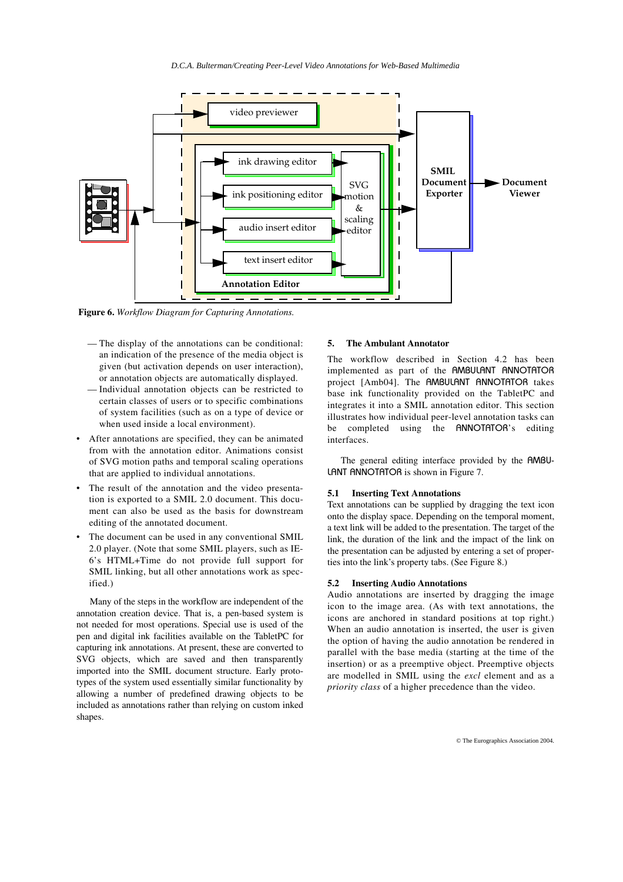**Figure 6.** *Workflow Diagram for Capturing Annotations.*

- The display of the annotations can be conditional: an indication of the presence of the media object is given (but activation depends on user interaction), or annotation objects are automatically displayed.
- Individual annotation objects can be restricted to certain classes of users or to specific combinations of system facilities (such as on a type of device or when used inside a local environment).

- After annotations are specified, they can be animated from with the annotation editor. Animations consist of SVG motion paths and temporal scaling operations that are applied to individual annotations.
- The result of the annotation and the video presentation is exported to a SMIL 2.0 document. This document can also be used as the basis for downstream editing of the annotated document.
- The document can be used in any conventional SMIL 2.0 player. (Note that some SMIL players, such as IE-6's HTML+Time do not provide full support for SMIL linking, but all other annotations work as specified.)

Many of the steps in the workflow are independent of the annotation creation device. That is, a pen-based system is not needed for most operations. Special use is used of the pen and digital ink facilities available on the TabletPC for capturing ink annotations. At present, these are converted to SVG objects, which are saved and then transparently imported into the SMIL document structure. Early prototypes of the system used essentially similar functionality by allowing a number of predefined drawing objects to be included as annotations rather than relying on custom inked shapes.

## 5. The Ambulant Annotator

The workflow described in Section 4.2 has been implemented as part of the AMBULANT ANNOTATOR project [Amb04]. The AMBULANT ANNOTATOR takes base ink functionality provided on the TabletPC and integrates it into a SMIL annotation editor. This section illustrates how individual peer-level annotation tasks can be completed using the ANNOTATOR's editing interfaces.

The general editing interface provided by the AMBULANT ANNOTATOR is shown in Figure 7.

### 5.1 Inserting Text Annotations

Text annotations can be supplied by dragging the text icon onto the display space. Depending on the temporal moment, a text link will be added to the presentation. The target of the link, the duration of the link and the impact of the link on the presentation can be adjusted by entering a set of properties into the link's property tabs. (See Figure 8.)

### 5.2 Inserting Audio Annotations

Audio annotations are inserted by dragging the image icon to the image area. (As with text annotations, the icons are anchored in standard positions at top right.) When an audio annotation is inserted, the user is given the option of having the audio annotation be rendered in parallel with the base media (starting at the time of the insertion) or as a preemptive object. Preemptive objects are modelled in SMIL using the *excl* element and as a *priority class* of a higher precedence than the video.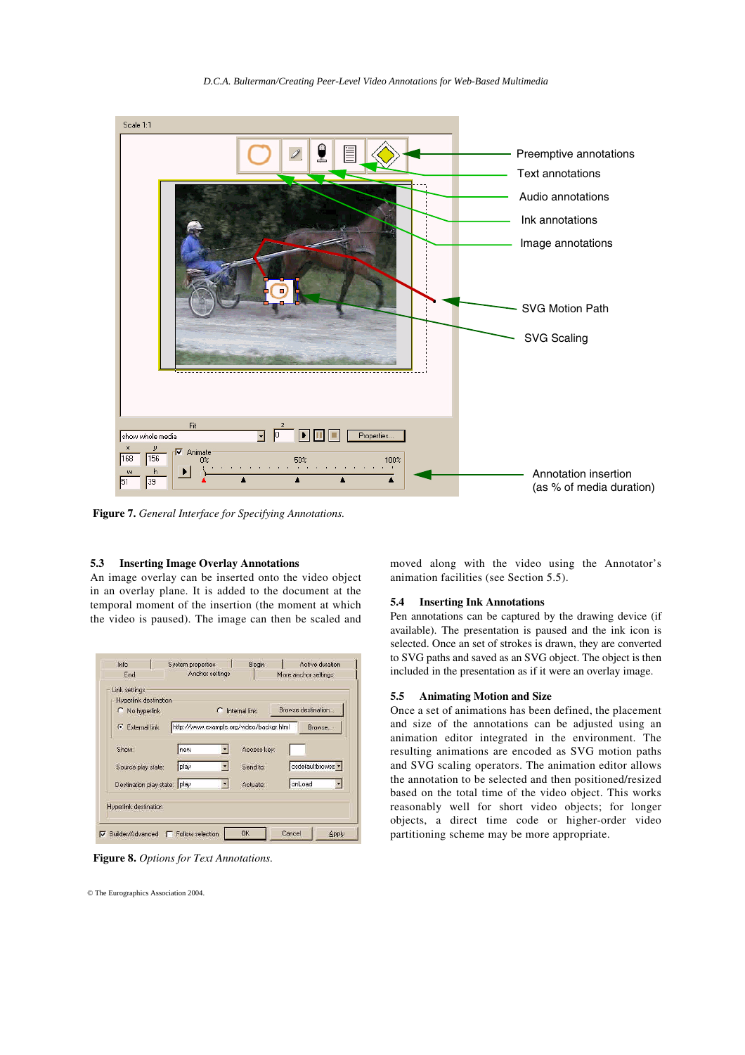**Figure 7.** *General Interface for Specifying Annotations.*

### 5.3 Inserting Image Overlay Annotations

An image overlay can be inserted onto the video object in an overlay plane. It is added to the document at the temporal moment of the insertion (the moment at which the video is paused). The image can then be scaled and moved along with the video using the Annotator's animation facilities (see Section 5.5).

**Figure 8.** *Options for Text Annotations.*

### 5.4 Inserting Ink Annotations

Pen annotations can be captured by the drawing device (if available). The presentation is paused and the ink icon is selected. Once an set of strokes is drawn, they are converted to SVG paths and saved as an SVG object. The object is then included in the presentation as if it were an overlay image.

### 5.5 Animating Motion and Size

Once a set of annotations has been defined, the placement and size of the annotations can be adjusted using an animation editor integrated in the environment. The resulting animations are encoded as SVG motion paths and SVG scaling operators. The animation editor allows the annotation to be selected and then positioned/resized based on the total time of the video object. This works reasonably well for short video objects; for longer objects, a direct time code or higher-order video partitioning scheme may be more appropriate.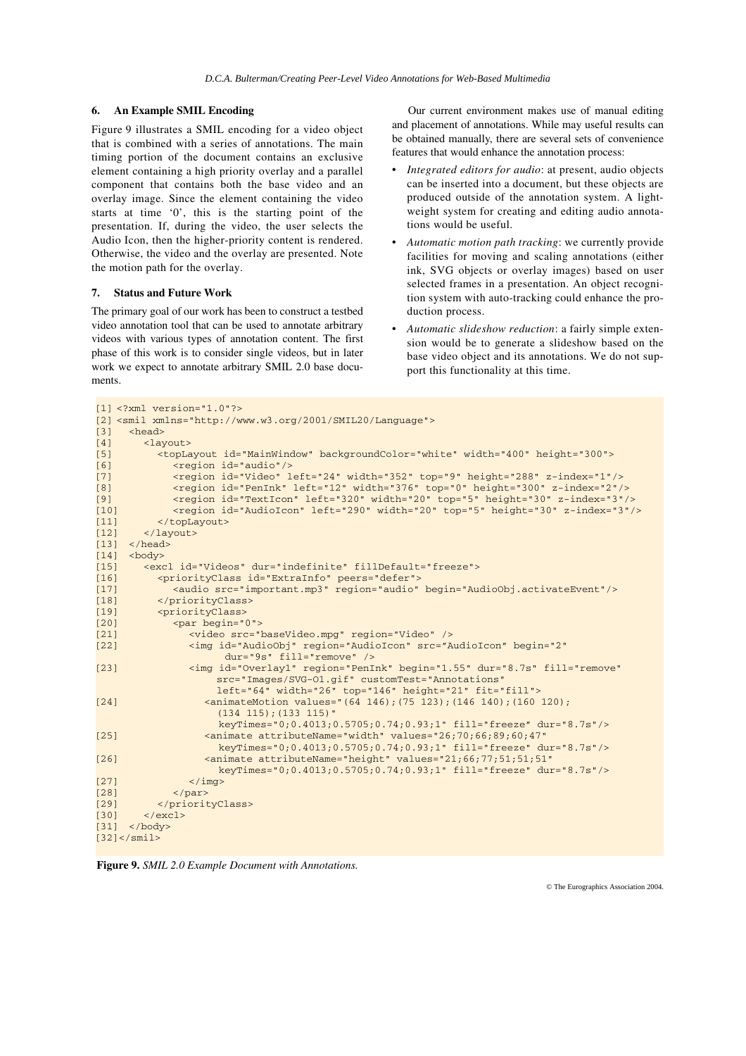## 6. An Example SMIL Encoding

Figure 9 illustrates a SMIL encoding for a video object that is combined with a series of annotations. The main timing portion of the document contains an exclusive element containing a high priority overlay and a parallel component that contains both the base video and an overlay image. Since the element containing the video starts at time '0', this is the starting point of the presentation. If, during the video, the user selects the Audio Icon, then the higher-priority content is rendered. Otherwise, the video and the overlay are presented. Note the motion path for the overlay.

## 7. Status and Future Work

The primary goal of our work has been to construct a testbed video annotation tool that can be used to annotate arbitrary videos with various types of annotation content. The first phase of this work is to consider single videos, but in later work we expect to annotate arbitrary SMIL 2.0 base documents.

Our current environment makes use of manual editing and placement of annotations. While may useful results can be obtained manually, there are several sets of convenience features that would enhance the annotation process:

- *Integrated editors for audio*: at present, audio objects can be inserted into a document, but these objects are produced outside of the annotation system. A lightweight system for creating and editing audio annotations would be useful.
- *Automatic motion path tracking*: we currently provide facilities for moving and scaling annotations (either ink, SVG objects or overlay images) based on user selected frames in a presentation. An object recognition system with auto-tracking could enhance the production process.
- *Automatic slideshow reduction*: a fairly simple extension would be to generate a slideshow based on the base video object and its annotations. We do not support this functionality at this time.

```
[1] <?xml version="1.0"?>
[2] <smil xmlns="http://www.w3.org/2001/SMIL20/Language">
[3]   <head>
[4]     <layout>
[5]       <topLayout id="MainWindow" backgroundColor="white" width="400" height="300">
[6]         <region id="audio"/>
[7]         <region id="Video" left="24" width="352" top="9" height="288" z-index="1"/>
[8]         <region id="PenInk" left="12" width="376" top="0" height="300" z-index="2"/>
[9]         <region id="TextIcon" left="320" width="20" top="5" height="30" z-index="3"/>
[10]        <region id="AudioIcon" left="290" width="20" top="5" height="30" z-index="3"/>
[11]      </topLayout>
[12]    </layout>
[13]  </head>
[14]  <body>
[15]    <excl id="Videos" dur="indefinite" fillDefault="freeze">
[16]      <priorityClass id="ExtraInfo" peers="defer">
[17]        <audio src="important.mp3" region="audio" begin="AudioObj.activateEvent"/>
[18]      </priorityClass>
[19]      <priorityClass>
[20]        <par begin="0">
[21]          <video src="baseVideo.mpg" region="Video" />
[22]          <img id="AudioObj" region="AudioIcon" src="AudioIcon" begin="2"
                   dur="9s" fill="remove" />
[23]          <img id="Overlay1" region="PenInk" begin="1.55" dur="8.7s" fill="remove"
                  src="Images/SVG-01.gif" customTest="Annotations"
                  left="64" width="26" top="146" height="21" fit="fill">
[24]            <animateMotion values="(64 146);(75 123);(146 140);(160 120);
                  (134 115);(133 115)"
                  keyTimes="0;0.4013;0.5705;0.74;0.93;1" fill="freeze" dur="8.7s"/>
[25]            <animate attributeName="width" values="26;70;66;89;60;47"
                  keyTimes="0;0.4013;0.5705;0.74;0.93;1" fill="freeze" dur="8.7s"/>
[26]            <animate attributeName="height" values="21;66;77;51;51;51"
                  keyTimes="0;0.4013;0.5705;0.74;0.93;1" fill="freeze" dur="8.7s"/>
[27]          </img>
[28]        </par>
[29]      </priorityClass>
[30]    </excl>
[31]  </body>
[32]</smil>
```

**Figure 9.** *SMIL 2.0 Example Document with Annotations.*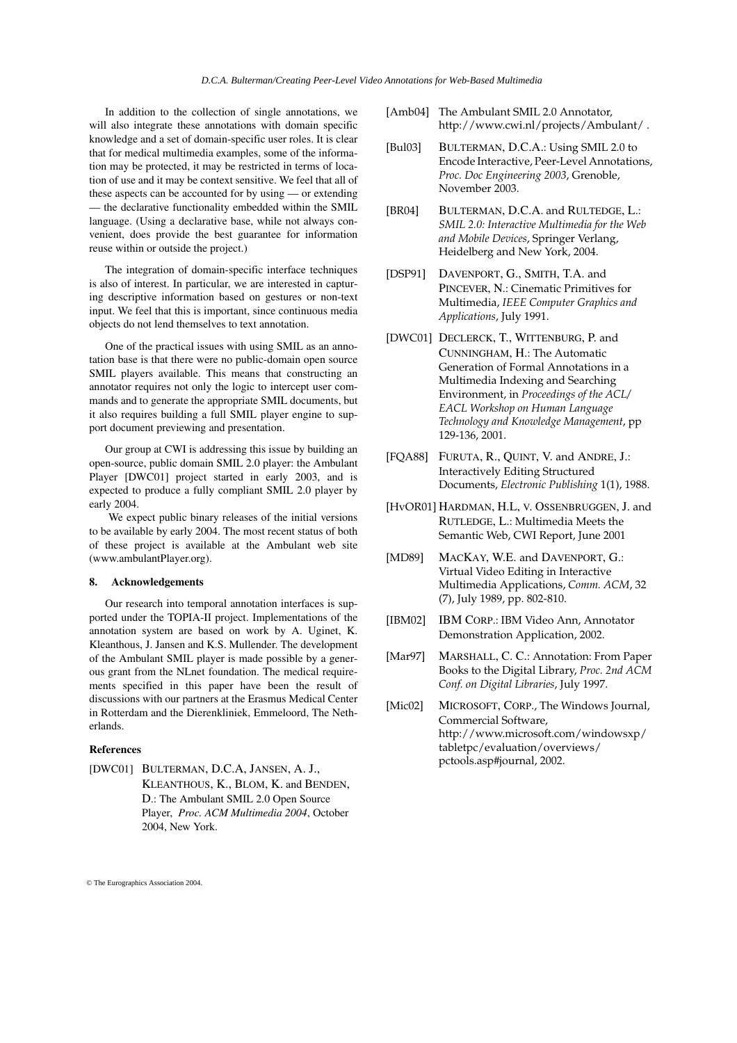In addition to the collection of single annotations, we will also integrate these annotations with domain specific knowledge and a set of domain-specific user roles. It is clear that for medical multimedia examples, some of the information may be protected, it may be restricted in terms of location of use and it may be context sensitive. We feel that all of these aspects can be accounted for by using — or extending — the declarative functionality embedded within the SMIL language. (Using a declarative base, while not always convenient, does provide the best guarantee for information reuse within or outside the project.)

The integration of domain-specific interface techniques is also of interest. In particular, we are interested in capturing descriptive information based on gestures or non-text input. We feel that this is important, since continuous media objects do not lend themselves to text annotation.

One of the practical issues with using SMIL as an annotation base is that there were no public-domain open source SMIL players available. This means that constructing an annotator requires not only the logic to intercept user commands and to generate the appropriate SMIL documents, but it also requires building a full SMIL player engine to support document previewing and presentation.

Our group at CWI is addressing this issue by building an open-source, public domain SMIL 2.0 player: the Ambulant Player [DWC01] project started in early 2003, and is expected to produce a fully compliant SMIL 2.0 player by early 2004.

We expect public binary releases of the initial versions to be available by early 2004. The most recent status of both of these project is available at the Ambulant web site (www.ambulantPlayer.org).

## 8. Acknowledgements

Our research into temporal annotation interfaces is supported under the TOPIA-II project. Implementations of the annotation system are based on work by A. Uginet, K. Kleanthous, J. Jansen and K.S. Mullender. The development of the Ambulant SMIL player is made possible by a generous grant from the NLnet foundation. The medical requirements specified in this paper have been the result of discussions with our partners at the Erasmus Medical Center in Rotterdam and the Dierenkliniek, Emmeloord, The Netherlands.

## References

[DWC01] BULTERMAN, D.C.A, JANSEN, A. J., KLEANTHOUS, K., BLOM, K. and BENDEN, D.: The Ambulant SMIL 2.0 Open Source Player, *Proc. ACM Multimedia 2004*, October 2004, New York.

[Amb04] The Ambulant SMIL 2.0 Annotator, http://www.cwi.nl/projects/Ambulant/ .

[Bul03] BULTERMAN, D.C.A.: Using SMIL 2.0 to Encode Interactive, Peer-Level Annotations, *Proc. Doc Engineering 2003*, Grenoble, November 2003.

[BR04] BULTERMAN, D.C.A. and RULTEDGE, L.: *SMIL 2.0: Interactive Multimedia for the Web and Mobile Devices*, Springer Verlang, Heidelberg and New York, 2004.

[DSP91] DAVENPORT, G., SMITH, T.A. and PINCEVER, N.: Cinematic Primitives for Multimedia, *IEEE Computer Graphics and Applications*, July 1991.

[DWC01] DECLERCK, T., WITTENBURG, P. and CUNNINGHAM, H.: The Automatic Generation of Formal Annotations in a Multimedia Indexing and Searching Environment, in *Proceedings of the ACL/EACL Workshop on Human Language Technology and Knowledge Management*, pp 129-136, 2001.

[FQA88] FURUTA, R., QUINT, V. and ANDRE, J.: Interactively Editing Structured Documents, *Electronic Publishing* 1(1), 1988.

[HvOR01] HARDMAN, H.L, V. OSSENBRUGGEN, J. and RUTLEDGE, L.: Multimedia Meets the Semantic Web, CWI Report, June 2001

[MD89] MACKAY, W.E. and DAVENPORT, G.: Virtual Video Editing in Interactive Multimedia Applications, *Comm. ACM*, 32 (7), July 1989, pp. 802-810.

[IBM02] IBM CORP.: IBM Video Ann, Annotator Demonstration Application, 2002.

[Mar97] MARSHALL, C. C.: Annotation: From Paper Books to the Digital Library, *Proc. 2nd ACM Conf. on Digital Libraries*, July 1997.

[Mic02] MICROSOFT, CORP., The Windows Journal, Commercial Software, http://www.microsoft.com/windowsxp/tabletpc/evaluation/overviews/pctools.asp#journal, 2002.